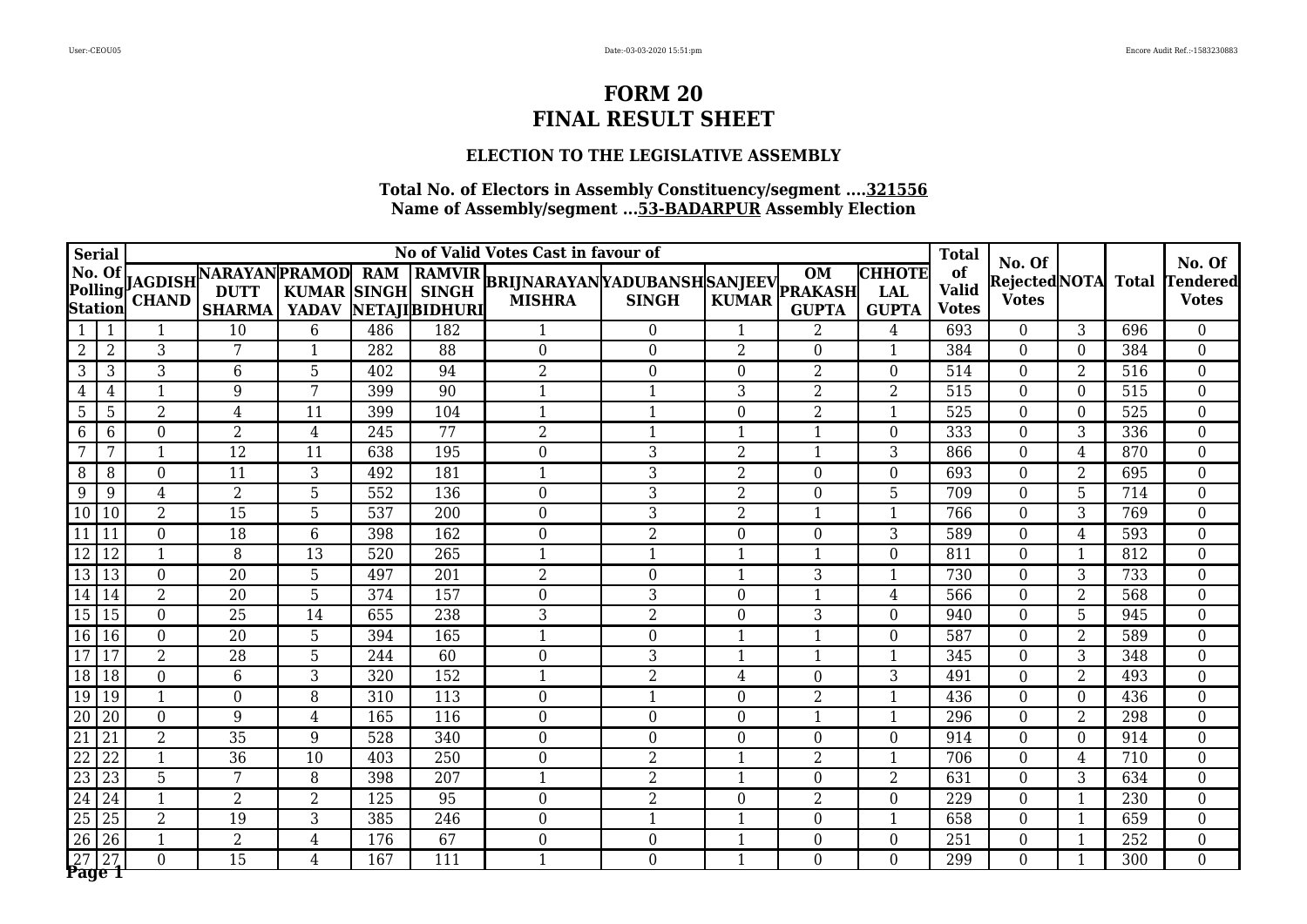# FORM 20

# FINAL RESULT SHEET

### ELECTION TO THE LEGISLATIVE ASSEMBLY

**Total No. of Electors in Assembly Constituency/segment ....321556**

**Name of Assembly/segment ...53-BADARPUR Assembly Election**

| Serial No. Of Polling Station | | No of Valid Votes Cast in favour of | | | | | | | | | | Total of Valid Votes | No. Of Rejected Votes | NOTA | Total | No. Of Tendered Votes |
|---|---|---|---|---|---|---|---|---|---|---|---|---|---|---|---|---|
| | | JAGDISH CHAND | NARAYAN DUTT SHARMA | PRAMOD KUMAR YADAV | RAM SINGH NETAJI | RAMVIR SINGH BIDHURI | BRIJNARAYAN MISHRA | YADUBANSH SINGH | SANJEEV KUMAR | OM PRAKASH GUPTA | CHHOTE LAL GUPTA | | | | | |
| 1 | 1 | 1 | 10 | 6 | 486 | 182 | 1 | 0 | 1 | 2 | 4 | 693 | 0 | 3 | 696 | 0 |
| 2 | 2 | 3 | 7 | 1 | 282 | 88 | 0 | 0 | 2 | 0 | 1 | 384 | 0 | 0 | 384 | 0 |
| 3 | 3 | 3 | 6 | 5 | 402 | 94 | 2 | 0 | 0 | 2 | 0 | 514 | 0 | 2 | 516 | 0 |
| 4 | 4 | 1 | 9 | 7 | 399 | 90 | 1 | 1 | 3 | 2 | 2 | 515 | 0 | 0 | 515 | 0 |
| 5 | 5 | 2 | 4 | 11 | 399 | 104 | 1 | 1 | 0 | 2 | 1 | 525 | 0 | 0 | 525 | 0 |
| 6 | 6 | 0 | 2 | 4 | 245 | 77 | 2 | 1 | 1 | 1 | 0 | 333 | 0 | 3 | 336 | 0 |
| 7 | 7 | 1 | 12 | 11 | 638 | 195 | 0 | 3 | 2 | 1 | 3 | 866 | 0 | 4 | 870 | 0 |
| 8 | 8 | 0 | 11 | 3 | 492 | 181 | 1 | 3 | 2 | 0 | 0 | 693 | 0 | 2 | 695 | 0 |
| 9 | 9 | 4 | 2 | 5 | 552 | 136 | 0 | 3 | 2 | 0 | 5 | 709 | 0 | 5 | 714 | 0 |
| 10 | 10 | 2 | 15 | 5 | 537 | 200 | 0 | 3 | 2 | 1 | 1 | 766 | 0 | 3 | 769 | 0 |
| 11 | 11 | 0 | 18 | 6 | 398 | 162 | 0 | 2 | 0 | 0 | 3 | 589 | 0 | 4 | 593 | 0 |
| 12 | 12 | 1 | 8 | 13 | 520 | 265 | 1 | 1 | 1 | 1 | 0 | 811 | 0 | 1 | 812 | 0 |
| 13 | 13 | 0 | 20 | 5 | 497 | 201 | 2 | 0 | 1 | 3 | 1 | 730 | 0 | 3 | 733 | 0 |
| 14 | 14 | 2 | 20 | 5 | 374 | 157 | 0 | 3 | 0 | 1 | 4 | 566 | 0 | 2 | 568 | 0 |
| 15 | 15 | 0 | 25 | 14 | 655 | 238 | 3 | 2 | 0 | 3 | 0 | 940 | 0 | 5 | 945 | 0 |
| 16 | 16 | 0 | 20 | 5 | 394 | 165 | 1 | 0 | 1 | 1 | 0 | 587 | 0 | 2 | 589 | 0 |
| 17 | 17 | 2 | 28 | 5 | 244 | 60 | 0 | 3 | 1 | 1 | 1 | 345 | 0 | 3 | 348 | 0 |
| 18 | 18 | 0 | 6 | 3 | 320 | 152 | 1 | 2 | 4 | 0 | 3 | 491 | 0 | 2 | 493 | 0 |
| 19 | 19 | 1 | 0 | 8 | 310 | 113 | 0 | 1 | 0 | 2 | 1 | 436 | 0 | 0 | 436 | 0 |
| 20 | 20 | 0 | 9 | 4 | 165 | 116 | 0 | 0 | 0 | 1 | 1 | 296 | 0 | 2 | 298 | 0 |
| 21 | 21 | 2 | 35 | 9 | 528 | 340 | 0 | 0 | 0 | 0 | 0 | 914 | 0 | 0 | 914 | 0 |
| 22 | 22 | 1 | 36 | 10 | 403 | 250 | 0 | 2 | 1 | 2 | 1 | 706 | 0 | 4 | 710 | 0 |
| 23 | 23 | 5 | 7 | 8 | 398 | 207 | 1 | 2 | 1 | 0 | 2 | 631 | 0 | 3 | 634 | 0 |
| 24 | 24 | 1 | 2 | 2 | 125 | 95 | 0 | 2 | 0 | 2 | 0 | 229 | 0 | 1 | 230 | 0 |
| 25 | 25 | 2 | 19 | 3 | 385 | 246 | 0 | 1 | 1 | 0 | 1 | 658 | 0 | 1 | 659 | 0 |
| 26 | 26 | 1 | 2 | 4 | 176 | 67 | 0 | 0 | 1 | 0 | 0 | 251 | 0 | 1 | 252 | 0 |
| 27 | 27 | 0 | 15 | 4 | 167 | 111 | 1 | 0 | 1 | 0 | 0 | 299 | 0 | 1 | 300 | 0 |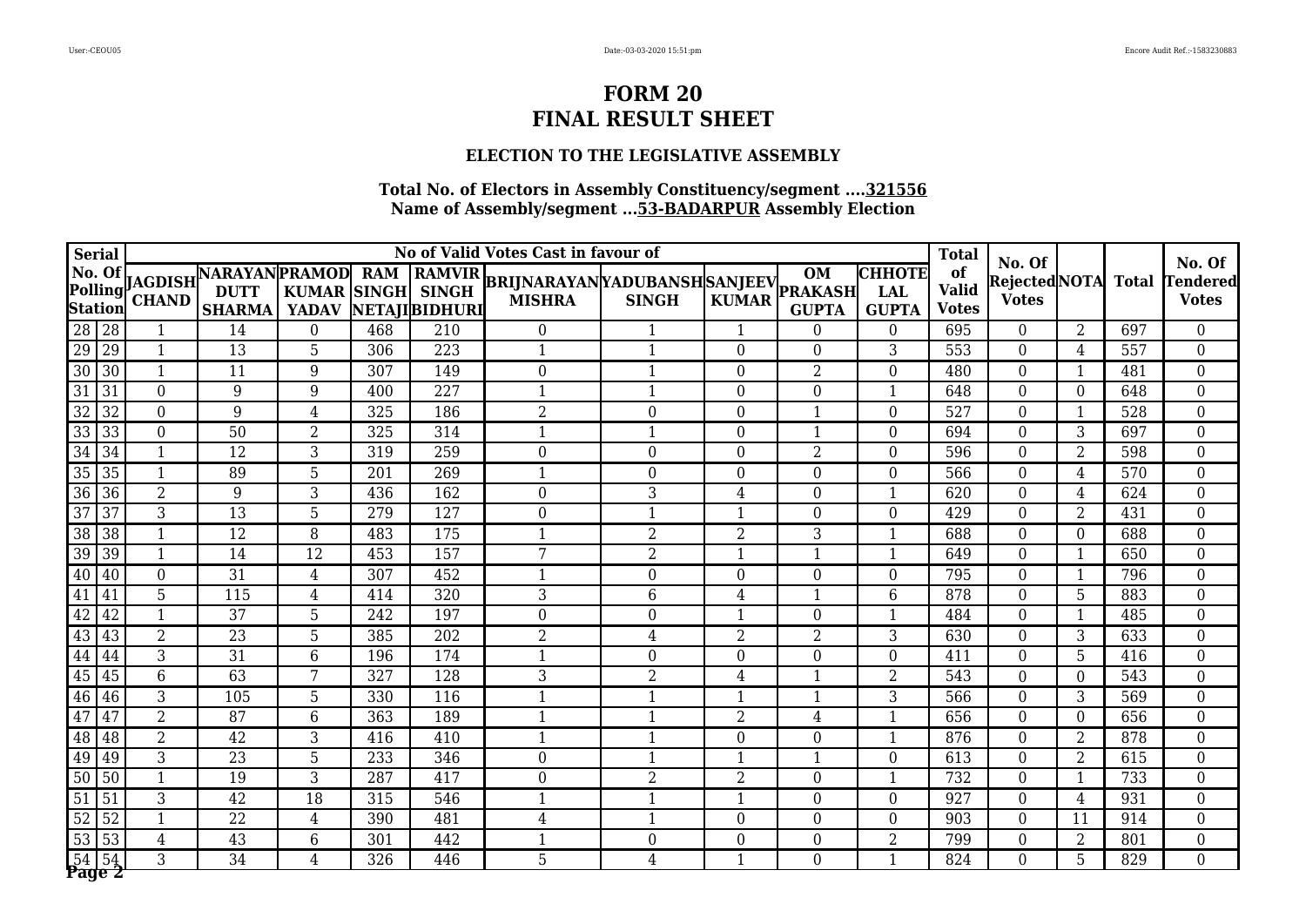# FORM 20
# FINAL RESULT SHEET

### ELECTION TO THE LEGISLATIVE ASSEMBLY

**Total No. of Electors in Assembly Constituency/segment ....321556**
**Name of Assembly/segment ...53-BADARPUR Assembly Election**

| Serial No. Of Polling Station | | No of Valid Votes Cast in favour of | | | | | | | | | | Total of Valid Votes | No. Of Rejected Votes | NOTA | Total | No. Of Tendered Votes |
|---|---|---|---|---|---|---|---|---|---|---|---|---|---|---|---|---|
| | | JAGDISH CHAND | NARAYAN DUTT SHARMA | PRAMOD KUMAR YADAV | RAM SINGH NETAJI | RAMVIR SINGH BIDHURI | BRIJNARAYAN MISHRA | YADUBANSH SINGH | SANJEEV KUMAR | OM PRAKASH GUPTA | CHHOTE LAL GUPTA | | | | | |
| 28 | 28 | 1 | 14 | 0 | 468 | 210 | 0 | 1 | 1 | 0 | 0 | 695 | 0 | 2 | 697 | 0 |
| 29 | 29 | 1 | 13 | 5 | 306 | 223 | 1 | 1 | 0 | 0 | 3 | 553 | 0 | 4 | 557 | 0 |
| 30 | 30 | 1 | 11 | 9 | 307 | 149 | 0 | 1 | 0 | 2 | 0 | 480 | 0 | 1 | 481 | 0 |
| 31 | 31 | 0 | 9 | 9 | 400 | 227 | 1 | 1 | 0 | 0 | 1 | 648 | 0 | 0 | 648 | 0 |
| 32 | 32 | 0 | 9 | 4 | 325 | 186 | 2 | 0 | 0 | 1 | 0 | 527 | 0 | 1 | 528 | 0 |
| 33 | 33 | 0 | 50 | 2 | 325 | 314 | 1 | 1 | 0 | 1 | 0 | 694 | 0 | 3 | 697 | 0 |
| 34 | 34 | 1 | 12 | 3 | 319 | 259 | 0 | 0 | 0 | 2 | 0 | 596 | 0 | 2 | 598 | 0 |
| 35 | 35 | 1 | 89 | 5 | 201 | 269 | 1 | 0 | 0 | 0 | 0 | 566 | 0 | 4 | 570 | 0 |
| 36 | 36 | 2 | 9 | 3 | 436 | 162 | 0 | 3 | 4 | 0 | 1 | 620 | 0 | 4 | 624 | 0 |
| 37 | 37 | 3 | 13 | 5 | 279 | 127 | 0 | 1 | 1 | 0 | 0 | 429 | 0 | 2 | 431 | 0 |
| 38 | 38 | 1 | 12 | 8 | 483 | 175 | 1 | 2 | 2 | 3 | 1 | 688 | 0 | 0 | 688 | 0 |
| 39 | 39 | 1 | 14 | 12 | 453 | 157 | 7 | 2 | 1 | 1 | 1 | 649 | 0 | 1 | 650 | 0 |
| 40 | 40 | 0 | 31 | 4 | 307 | 452 | 1 | 0 | 0 | 0 | 0 | 795 | 0 | 1 | 796 | 0 |
| 41 | 41 | 5 | 115 | 4 | 414 | 320 | 3 | 6 | 4 | 1 | 6 | 878 | 0 | 5 | 883 | 0 |
| 42 | 42 | 1 | 37 | 5 | 242 | 197 | 0 | 0 | 1 | 0 | 1 | 484 | 0 | 1 | 485 | 0 |
| 43 | 43 | 2 | 23 | 5 | 385 | 202 | 2 | 4 | 2 | 2 | 3 | 630 | 0 | 3 | 633 | 0 |
| 44 | 44 | 3 | 31 | 6 | 196 | 174 | 1 | 0 | 0 | 0 | 0 | 411 | 0 | 5 | 416 | 0 |
| 45 | 45 | 6 | 63 | 7 | 327 | 128 | 3 | 2 | 4 | 1 | 2 | 543 | 0 | 0 | 543 | 0 |
| 46 | 46 | 3 | 105 | 5 | 330 | 116 | 1 | 1 | 1 | 1 | 3 | 566 | 0 | 3 | 569 | 0 |
| 47 | 47 | 2 | 87 | 6 | 363 | 189 | 1 | 1 | 2 | 4 | 1 | 656 | 0 | 0 | 656 | 0 |
| 48 | 48 | 2 | 42 | 3 | 416 | 410 | 1 | 1 | 0 | 0 | 1 | 876 | 0 | 2 | 878 | 0 |
| 49 | 49 | 3 | 23 | 5 | 233 | 346 | 0 | 1 | 1 | 1 | 0 | 613 | 0 | 2 | 615 | 0 |
| 50 | 50 | 1 | 19 | 3 | 287 | 417 | 0 | 2 | 2 | 0 | 1 | 732 | 0 | 1 | 733 | 0 |
| 51 | 51 | 3 | 42 | 18 | 315 | 546 | 1 | 1 | 1 | 0 | 0 | 927 | 0 | 4 | 931 | 0 |
| 52 | 52 | 1 | 22 | 4 | 390 | 481 | 4 | 1 | 0 | 0 | 0 | 903 | 0 | 11 | 914 | 0 |
| 53 | 53 | 4 | 43 | 6 | 301 | 442 | 1 | 0 | 0 | 0 | 2 | 799 | 0 | 2 | 801 | 0 |
| 54 | 54 | 3 | 34 | 4 | 326 | 446 | 5 | 4 | 1 | 0 | 1 | 824 | 0 | 5 | 829 | 0 |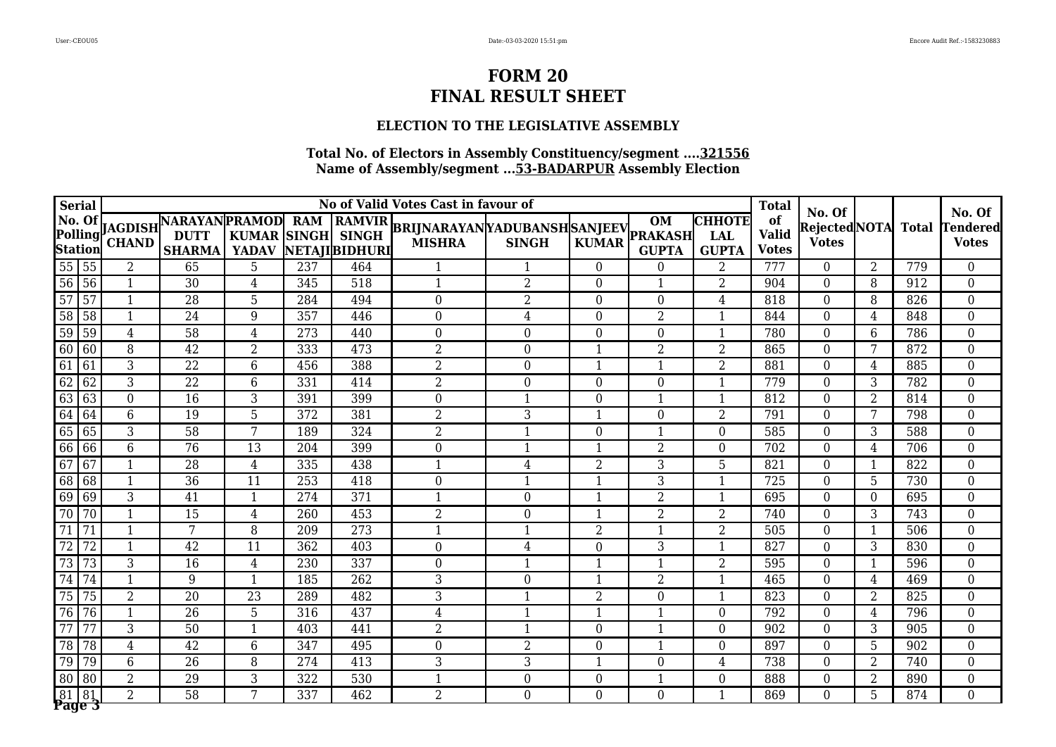# FORM 20
# FINAL RESULT SHEET

### ELECTION TO THE LEGISLATIVE ASSEMBLY

**Total No. of Electors in Assembly Constituency/segment ....321556**
**Name of Assembly/segment ...53-BADARPUR Assembly Election**

| Serial No. Of Polling Station | | No of Valid Votes Cast in favour of | | | | | | | | | | Total of Valid Votes | No. Of Rejected Votes | NOTA | Total | No. Of Tendered Votes |
|---|---|---|---|---|---|---|---|---|---|---|---|---|---|---|---|---|
| | | JAGDISH CHAND | NARAYAN DUTT SHARMA | PRAMOD KUMAR YADAV | RAM SINGH NETAJI | RAMVIR SINGH BIDHURI | BRIJNARAYAN MISHRA | YADUBANSH SINGH | SANJEEV KUMAR | OM PRAKASH GUPTA | CHHOTE LAL GUPTA | | | | | |
| 55 | 55 | 2 | 65 | 5 | 237 | 464 | 1 | 1 | 0 | 0 | 2 | 777 | 0 | 2 | 779 | 0 |
| 56 | 56 | 1 | 30 | 4 | 345 | 518 | 1 | 2 | 0 | 1 | 2 | 904 | 0 | 8 | 912 | 0 |
| 57 | 57 | 1 | 28 | 5 | 284 | 494 | 0 | 2 | 0 | 0 | 4 | 818 | 0 | 8 | 826 | 0 |
| 58 | 58 | 1 | 24 | 9 | 357 | 446 | 0 | 4 | 0 | 2 | 1 | 844 | 0 | 4 | 848 | 0 |
| 59 | 59 | 4 | 58 | 4 | 273 | 440 | 0 | 0 | 0 | 0 | 1 | 780 | 0 | 6 | 786 | 0 |
| 60 | 60 | 8 | 42 | 2 | 333 | 473 | 2 | 0 | 1 | 2 | 2 | 865 | 0 | 7 | 872 | 0 |
| 61 | 61 | 3 | 22 | 6 | 456 | 388 | 2 | 0 | 1 | 1 | 2 | 881 | 0 | 4 | 885 | 0 |
| 62 | 62 | 3 | 22 | 6 | 331 | 414 | 2 | 0 | 0 | 0 | 1 | 779 | 0 | 3 | 782 | 0 |
| 63 | 63 | 0 | 16 | 3 | 391 | 399 | 0 | 1 | 0 | 1 | 1 | 812 | 0 | 2 | 814 | 0 |
| 64 | 64 | 6 | 19 | 5 | 372 | 381 | 2 | 3 | 1 | 0 | 2 | 791 | 0 | 7 | 798 | 0 |
| 65 | 65 | 3 | 58 | 7 | 189 | 324 | 2 | 1 | 0 | 1 | 0 | 585 | 0 | 3 | 588 | 0 |
| 66 | 66 | 6 | 76 | 13 | 204 | 399 | 0 | 1 | 1 | 2 | 0 | 702 | 0 | 4 | 706 | 0 |
| 67 | 67 | 1 | 28 | 4 | 335 | 438 | 1 | 4 | 2 | 3 | 5 | 821 | 0 | 1 | 822 | 0 |
| 68 | 68 | 1 | 36 | 11 | 253 | 418 | 0 | 1 | 1 | 3 | 1 | 725 | 0 | 5 | 730 | 0 |
| 69 | 69 | 3 | 41 | 1 | 274 | 371 | 1 | 0 | 1 | 2 | 1 | 695 | 0 | 0 | 695 | 0 |
| 70 | 70 | 1 | 15 | 4 | 260 | 453 | 2 | 0 | 1 | 2 | 2 | 740 | 0 | 3 | 743 | 0 |
| 71 | 71 | 1 | 7 | 8 | 209 | 273 | 1 | 1 | 2 | 1 | 2 | 505 | 0 | 1 | 506 | 0 |
| 72 | 72 | 1 | 42 | 11 | 362 | 403 | 0 | 4 | 0 | 3 | 1 | 827 | 0 | 3 | 830 | 0 |
| 73 | 73 | 3 | 16 | 4 | 230 | 337 | 0 | 1 | 1 | 1 | 2 | 595 | 0 | 1 | 596 | 0 |
| 74 | 74 | 1 | 9 | 1 | 185 | 262 | 3 | 0 | 1 | 2 | 1 | 465 | 0 | 4 | 469 | 0 |
| 75 | 75 | 2 | 20 | 23 | 289 | 482 | 3 | 1 | 2 | 0 | 1 | 823 | 0 | 2 | 825 | 0 |
| 76 | 76 | 1 | 26 | 5 | 316 | 437 | 4 | 1 | 1 | 1 | 0 | 792 | 0 | 4 | 796 | 0 |
| 77 | 77 | 3 | 50 | 1 | 403 | 441 | 2 | 1 | 0 | 1 | 0 | 902 | 0 | 3 | 905 | 0 |
| 78 | 78 | 4 | 42 | 6 | 347 | 495 | 0 | 2 | 0 | 1 | 0 | 897 | 0 | 5 | 902 | 0 |
| 79 | 79 | 6 | 26 | 8 | 274 | 413 | 3 | 3 | 1 | 0 | 4 | 738 | 0 | 2 | 740 | 0 |
| 80 | 80 | 2 | 29 | 3 | 322 | 530 | 1 | 0 | 0 | 1 | 0 | 888 | 0 | 2 | 890 | 0 |
| 81 | 81 | 2 | 58 | 7 | 337 | 462 | 2 | 0 | 0 | 0 | 1 | 869 | 0 | 5 | 874 | 0 |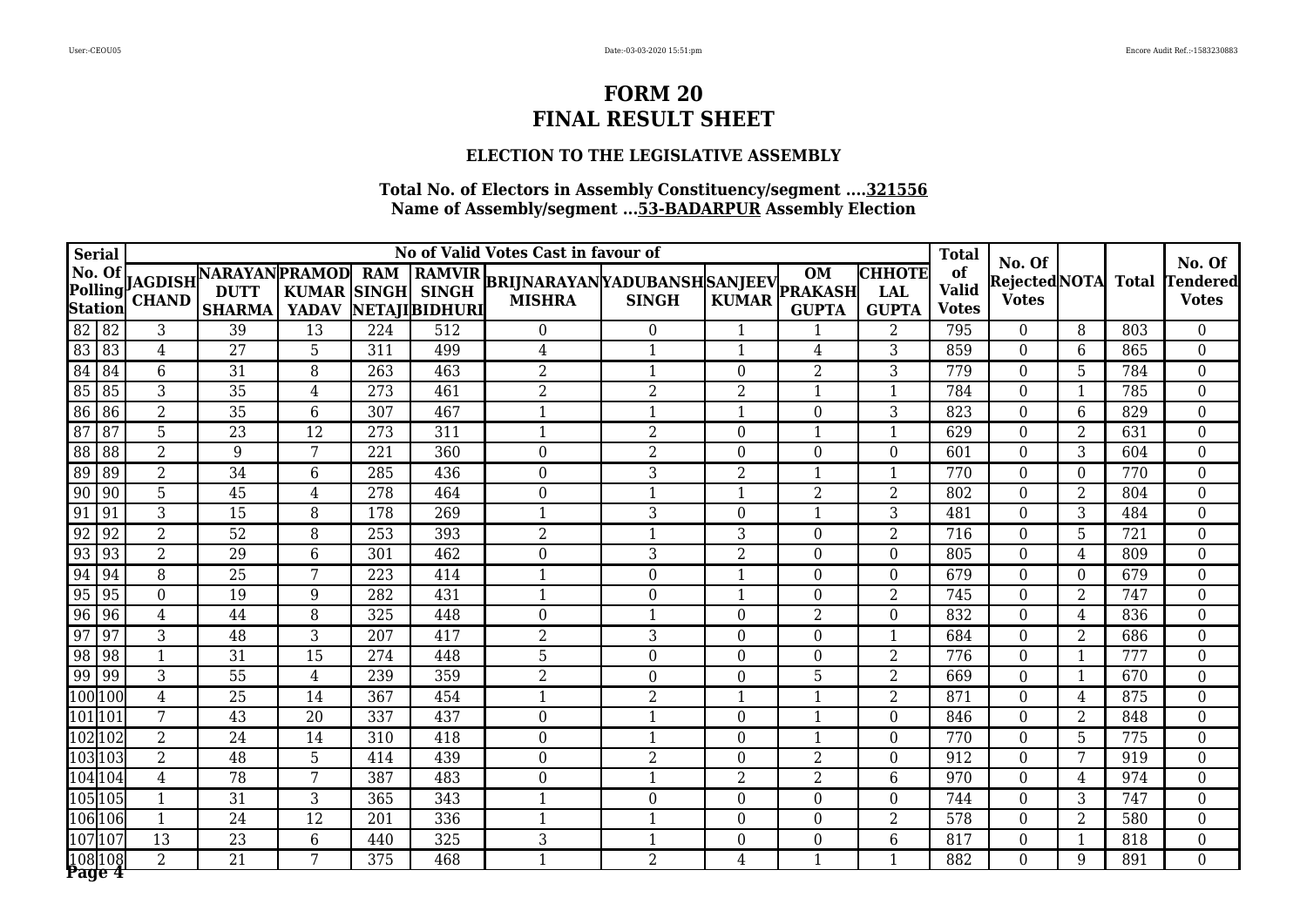# FORM 20
# FINAL RESULT SHEET

### ELECTION TO THE LEGISLATIVE ASSEMBLY

**Total No. of Electors in Assembly Constituency/segment ....321556**
**Name of Assembly/segment ...53-BADARPUR Assembly Election**

| Serial No. Of Polling Station | | JAGDISH CHAND | NARAYAN DUTT SHARMA | PRAMOD KUMAR YADAV | RAM SINGH NETAJI | RAMVIR SINGH BIDHURI | BRIJNARAYAN MISHRA | YADUBANSH SINGH | SANJEEV KUMAR | OM PRAKASH GUPTA | CHHOTE LAL GUPTA | Total of Valid Votes | No. Of Rejected Votes | NOTA | Total | No. Of Tendered Votes |
|---|---|---|---|---|---|---|---|---|---|---|---|---|---|---|---|---|
| | | No of Valid Votes Cast in favour of | | | | | | | | | | | | | | |
| 82 | 82 | 3 | 39 | 13 | 224 | 512 | 0 | 0 | 1 | 1 | 2 | 795 | 0 | 8 | 803 | 0 |
| 83 | 83 | 4 | 27 | 5 | 311 | 499 | 4 | 1 | 1 | 4 | 3 | 859 | 0 | 6 | 865 | 0 |
| 84 | 84 | 6 | 31 | 8 | 263 | 463 | 2 | 1 | 0 | 2 | 3 | 779 | 0 | 5 | 784 | 0 |
| 85 | 85 | 3 | 35 | 4 | 273 | 461 | 2 | 2 | 2 | 1 | 1 | 784 | 0 | 1 | 785 | 0 |
| 86 | 86 | 2 | 35 | 6 | 307 | 467 | 1 | 1 | 1 | 0 | 3 | 823 | 0 | 6 | 829 | 0 |
| 87 | 87 | 5 | 23 | 12 | 273 | 311 | 1 | 2 | 0 | 1 | 1 | 629 | 0 | 2 | 631 | 0 |
| 88 | 88 | 2 | 9 | 7 | 221 | 360 | 0 | 2 | 0 | 0 | 0 | 601 | 0 | 3 | 604 | 0 |
| 89 | 89 | 2 | 34 | 6 | 285 | 436 | 0 | 3 | 2 | 1 | 1 | 770 | 0 | 0 | 770 | 0 |
| 90 | 90 | 5 | 45 | 4 | 278 | 464 | 0 | 1 | 1 | 2 | 2 | 802 | 0 | 2 | 804 | 0 |
| 91 | 91 | 3 | 15 | 8 | 178 | 269 | 1 | 3 | 0 | 1 | 3 | 481 | 0 | 3 | 484 | 0 |
| 92 | 92 | 2 | 52 | 8 | 253 | 393 | 2 | 1 | 3 | 0 | 2 | 716 | 0 | 5 | 721 | 0 |
| 93 | 93 | 2 | 29 | 6 | 301 | 462 | 0 | 3 | 2 | 0 | 0 | 805 | 0 | 4 | 809 | 0 |
| 94 | 94 | 8 | 25 | 7 | 223 | 414 | 1 | 0 | 1 | 0 | 0 | 679 | 0 | 0 | 679 | 0 |
| 95 | 95 | 0 | 19 | 9 | 282 | 431 | 1 | 0 | 1 | 0 | 2 | 745 | 0 | 2 | 747 | 0 |
| 96 | 96 | 4 | 44 | 8 | 325 | 448 | 0 | 1 | 0 | 2 | 0 | 832 | 0 | 4 | 836 | 0 |
| 97 | 97 | 3 | 48 | 3 | 207 | 417 | 2 | 3 | 0 | 0 | 1 | 684 | 0 | 2 | 686 | 0 |
| 98 | 98 | 1 | 31 | 15 | 274 | 448 | 5 | 0 | 0 | 0 | 2 | 776 | 0 | 1 | 777 | 0 |
| 99 | 99 | 3 | 55 | 4 | 239 | 359 | 2 | 0 | 0 | 5 | 2 | 669 | 0 | 1 | 670 | 0 |
| 100 | 100 | 4 | 25 | 14 | 367 | 454 | 1 | 2 | 1 | 1 | 2 | 871 | 0 | 4 | 875 | 0 |
| 101 | 101 | 7 | 43 | 20 | 337 | 437 | 0 | 1 | 0 | 1 | 0 | 846 | 0 | 2 | 848 | 0 |
| 102 | 102 | 2 | 24 | 14 | 310 | 418 | 0 | 1 | 0 | 1 | 0 | 770 | 0 | 5 | 775 | 0 |
| 103 | 103 | 2 | 48 | 5 | 414 | 439 | 0 | 2 | 0 | 2 | 0 | 912 | 0 | 7 | 919 | 0 |
| 104 | 104 | 4 | 78 | 7 | 387 | 483 | 0 | 1 | 2 | 2 | 6 | 970 | 0 | 4 | 974 | 0 |
| 105 | 105 | 1 | 31 | 3 | 365 | 343 | 1 | 0 | 0 | 0 | 0 | 744 | 0 | 3 | 747 | 0 |
| 106 | 106 | 1 | 24 | 12 | 201 | 336 | 1 | 1 | 0 | 0 | 2 | 578 | 0 | 2 | 580 | 0 |
| 107 | 107 | 13 | 23 | 6 | 440 | 325 | 3 | 1 | 0 | 0 | 6 | 817 | 0 | 1 | 818 | 0 |
| 108 | 108 | 2 | 21 | 7 | 375 | 468 | 1 | 2 | 4 | 1 | 1 | 882 | 0 | 9 | 891 | 0 |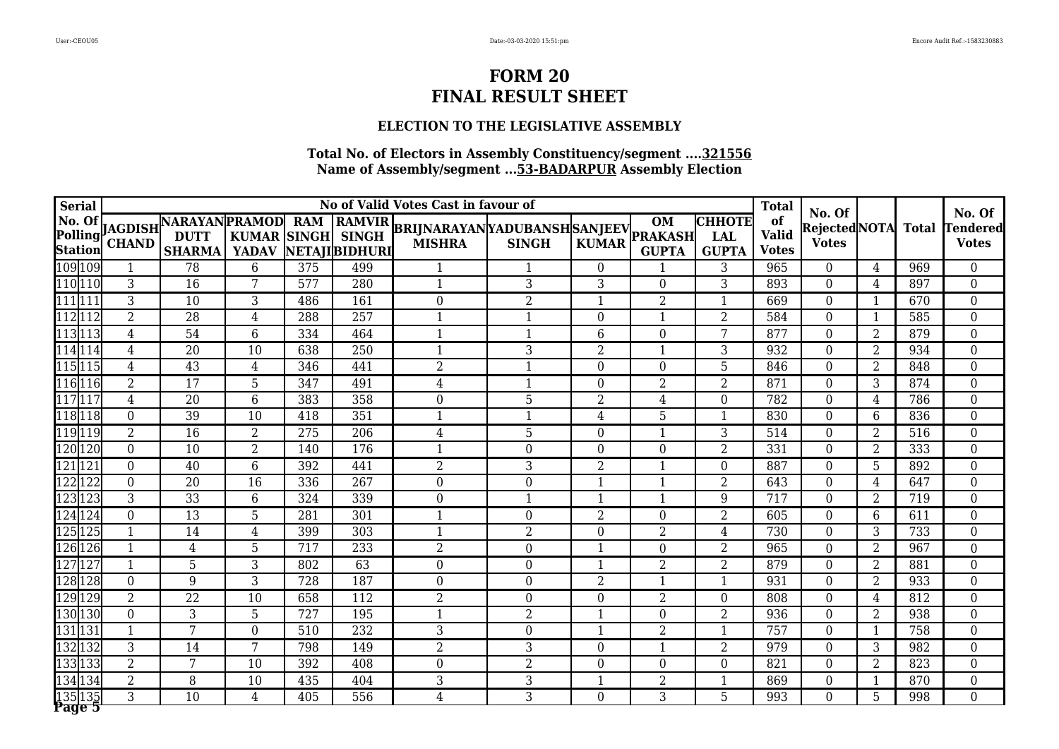# FORM 20
# FINAL RESULT SHEET

### ELECTION TO THE LEGISLATIVE ASSEMBLY

**Total No. of Electors in Assembly Constituency/segment ....321556**
**Name of Assembly/segment ...53-BADARPUR Assembly Election**

| Serial No. Of Polling Station | | No of Valid Votes Cast in favour of | | | | | | | | | | Total of Valid Votes | No. Of Rejected Votes | NOTA | Total | No. Of Tendered Votes |
|---|---|---|---|---|---|---|---|---|---|---|---|---|---|---|---|---|
| | | JAGDISH CHAND | NARAYAN DUTT SHARMA | PRAMOD KUMAR YADAV | RAM SINGH NETAJI | RAMVIR SINGH BIDHURI | BRIJNARAYAN MISHRA | YADUBANSH SINGH | SANJEEV KUMAR | OM PRAKASH GUPTA | CHHOTE LAL GUPTA | | | | | |
| 109 | 109 | 1 | 78 | 6 | 375 | 499 | 1 | 1 | 0 | 1 | 3 | 965 | 0 | 4 | 969 | 0 |
| 110 | 110 | 3 | 16 | 7 | 577 | 280 | 1 | 3 | 3 | 0 | 3 | 893 | 0 | 4 | 897 | 0 |
| 111 | 111 | 3 | 10 | 3 | 486 | 161 | 0 | 2 | 1 | 2 | 1 | 669 | 0 | 1 | 670 | 0 |
| 112 | 112 | 2 | 28 | 4 | 288 | 257 | 1 | 1 | 0 | 1 | 2 | 584 | 0 | 1 | 585 | 0 |
| 113 | 113 | 4 | 54 | 6 | 334 | 464 | 1 | 1 | 6 | 0 | 7 | 877 | 0 | 2 | 879 | 0 |
| 114 | 114 | 4 | 20 | 10 | 638 | 250 | 1 | 3 | 2 | 1 | 3 | 932 | 0 | 2 | 934 | 0 |
| 115 | 115 | 4 | 43 | 4 | 346 | 441 | 2 | 1 | 0 | 0 | 5 | 846 | 0 | 2 | 848 | 0 |
| 116 | 116 | 2 | 17 | 5 | 347 | 491 | 4 | 1 | 0 | 2 | 2 | 871 | 0 | 3 | 874 | 0 |
| 117 | 117 | 4 | 20 | 6 | 383 | 358 | 0 | 5 | 2 | 4 | 0 | 782 | 0 | 4 | 786 | 0 |
| 118 | 118 | 0 | 39 | 10 | 418 | 351 | 1 | 1 | 4 | 5 | 1 | 830 | 0 | 6 | 836 | 0 |
| 119 | 119 | 2 | 16 | 2 | 275 | 206 | 4 | 5 | 0 | 1 | 3 | 514 | 0 | 2 | 516 | 0 |
| 120 | 120 | 0 | 10 | 2 | 140 | 176 | 1 | 0 | 0 | 0 | 2 | 331 | 0 | 2 | 333 | 0 |
| 121 | 121 | 0 | 40 | 6 | 392 | 441 | 2 | 3 | 2 | 1 | 0 | 887 | 0 | 5 | 892 | 0 |
| 122 | 122 | 0 | 20 | 16 | 336 | 267 | 0 | 0 | 1 | 1 | 2 | 643 | 0 | 4 | 647 | 0 |
| 123 | 123 | 3 | 33 | 6 | 324 | 339 | 0 | 1 | 1 | 1 | 9 | 717 | 0 | 2 | 719 | 0 |
| 124 | 124 | 0 | 13 | 5 | 281 | 301 | 1 | 0 | 2 | 0 | 2 | 605 | 0 | 6 | 611 | 0 |
| 125 | 125 | 1 | 14 | 4 | 399 | 303 | 1 | 2 | 0 | 2 | 4 | 730 | 0 | 3 | 733 | 0 |
| 126 | 126 | 1 | 4 | 5 | 717 | 233 | 2 | 0 | 1 | 0 | 2 | 965 | 0 | 2 | 967 | 0 |
| 127 | 127 | 1 | 5 | 3 | 802 | 63 | 0 | 0 | 1 | 2 | 2 | 879 | 0 | 2 | 881 | 0 |
| 128 | 128 | 0 | 9 | 3 | 728 | 187 | 0 | 0 | 2 | 1 | 1 | 931 | 0 | 2 | 933 | 0 |
| 129 | 129 | 2 | 22 | 10 | 658 | 112 | 2 | 0 | 0 | 2 | 0 | 808 | 0 | 4 | 812 | 0 |
| 130 | 130 | 0 | 3 | 5 | 727 | 195 | 1 | 2 | 1 | 0 | 2 | 936 | 0 | 2 | 938 | 0 |
| 131 | 131 | 1 | 7 | 0 | 510 | 232 | 3 | 0 | 1 | 2 | 1 | 757 | 0 | 1 | 758 | 0 |
| 132 | 132 | 3 | 14 | 7 | 798 | 149 | 2 | 3 | 0 | 1 | 2 | 979 | 0 | 3 | 982 | 0 |
| 133 | 133 | 2 | 7 | 10 | 392 | 408 | 0 | 2 | 0 | 0 | 0 | 821 | 0 | 2 | 823 | 0 |
| 134 | 134 | 2 | 8 | 10 | 435 | 404 | 3 | 3 | 1 | 2 | 1 | 869 | 0 | 1 | 870 | 0 |
| 135 | 135 | 3 | 10 | 4 | 405 | 556 | 4 | 3 | 0 | 3 | 5 | 993 | 0 | 5 | 998 | 0 |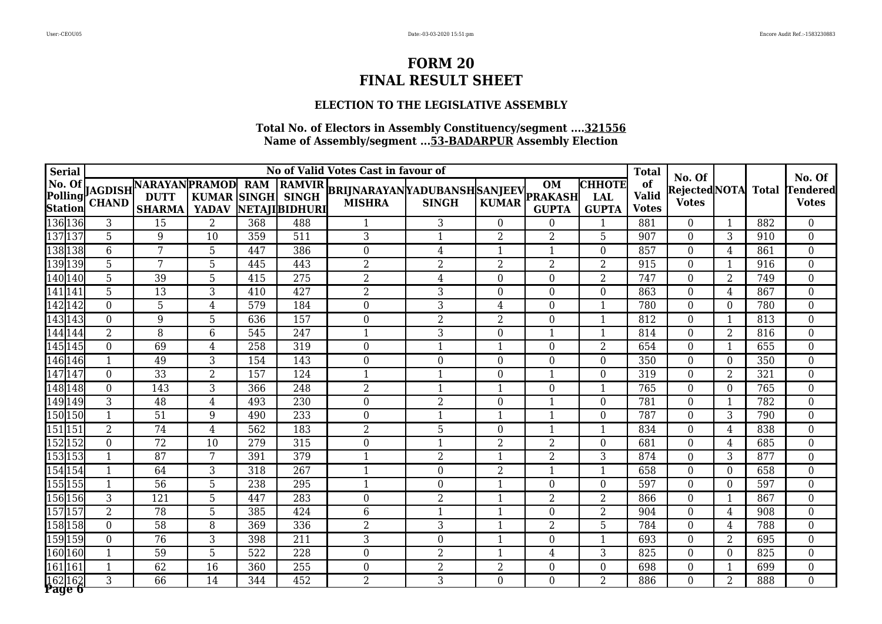# FORM 20
# FINAL RESULT SHEET

### ELECTION TO THE LEGISLATIVE ASSEMBLY

**Total No. of Electors in Assembly Constituency/segment ....321556**
**Name of Assembly/segment ...53-BADARPUR Assembly Election**

| Serial No. Of Polling Station | | No of Valid Votes Cast in favour of | | | | | | | | | | Total of Valid Votes | No. Of Rejected Votes | NOTA | Total | No. Of Tendered Votes |
|---|---|---|---|---|---|---|---|---|---|---|---|---|---|---|---|---|
| | | JAGDISH CHAND | NARAYAN DUTT SHARMA | PRAMOD KUMAR YADAV | RAM SINGH NETAJI | RAMVIR SINGH BIDHURI | BRIJNARAYAN MISHRA | YADUBANSH SINGH | SANJEEV KUMAR | OM PRAKASH GUPTA | CHHOTE LAL GUPTA | | | | | |
| 136 | 136 | 3 | 15 | 2 | 368 | 488 | 1 | 3 | 0 | 0 | 1 | 881 | 0 | 1 | 882 | 0 |
| 137 | 137 | 5 | 9 | 10 | 359 | 511 | 3 | 1 | 2 | 2 | 5 | 907 | 0 | 3 | 910 | 0 |
| 138 | 138 | 6 | 7 | 5 | 447 | 386 | 0 | 4 | 1 | 1 | 0 | 857 | 0 | 4 | 861 | 0 |
| 139 | 139 | 5 | 7 | 5 | 445 | 443 | 2 | 2 | 2 | 2 | 2 | 915 | 0 | 1 | 916 | 0 |
| 140 | 140 | 5 | 39 | 5 | 415 | 275 | 2 | 4 | 0 | 0 | 2 | 747 | 0 | 2 | 749 | 0 |
| 141 | 141 | 5 | 13 | 3 | 410 | 427 | 2 | 3 | 0 | 0 | 0 | 863 | 0 | 4 | 867 | 0 |
| 142 | 142 | 0 | 5 | 4 | 579 | 184 | 0 | 3 | 4 | 0 | 1 | 780 | 0 | 0 | 780 | 0 |
| 143 | 143 | 0 | 9 | 5 | 636 | 157 | 0 | 2 | 2 | 0 | 1 | 812 | 0 | 1 | 813 | 0 |
| 144 | 144 | 2 | 8 | 6 | 545 | 247 | 1 | 3 | 0 | 1 | 1 | 814 | 0 | 2 | 816 | 0 |
| 145 | 145 | 0 | 69 | 4 | 258 | 319 | 0 | 1 | 1 | 0 | 2 | 654 | 0 | 1 | 655 | 0 |
| 146 | 146 | 1 | 49 | 3 | 154 | 143 | 0 | 0 | 0 | 0 | 0 | 350 | 0 | 0 | 350 | 0 |
| 147 | 147 | 0 | 33 | 2 | 157 | 124 | 1 | 1 | 0 | 1 | 0 | 319 | 0 | 2 | 321 | 0 |
| 148 | 148 | 0 | 143 | 3 | 366 | 248 | 2 | 1 | 1 | 0 | 1 | 765 | 0 | 0 | 765 | 0 |
| 149 | 149 | 3 | 48 | 4 | 493 | 230 | 0 | 2 | 0 | 1 | 0 | 781 | 0 | 1 | 782 | 0 |
| 150 | 150 | 1 | 51 | 9 | 490 | 233 | 0 | 1 | 1 | 1 | 0 | 787 | 0 | 3 | 790 | 0 |
| 151 | 151 | 2 | 74 | 4 | 562 | 183 | 2 | 5 | 0 | 1 | 1 | 834 | 0 | 4 | 838 | 0 |
| 152 | 152 | 0 | 72 | 10 | 279 | 315 | 0 | 1 | 2 | 2 | 0 | 681 | 0 | 4 | 685 | 0 |
| 153 | 153 | 1 | 87 | 7 | 391 | 379 | 1 | 2 | 1 | 2 | 3 | 874 | 0 | 3 | 877 | 0 |
| 154 | 154 | 1 | 64 | 3 | 318 | 267 | 1 | 0 | 2 | 1 | 1 | 658 | 0 | 0 | 658 | 0 |
| 155 | 155 | 1 | 56 | 5 | 238 | 295 | 1 | 0 | 1 | 0 | 0 | 597 | 0 | 0 | 597 | 0 |
| 156 | 156 | 3 | 121 | 5 | 447 | 283 | 0 | 2 | 1 | 2 | 2 | 866 | 0 | 1 | 867 | 0 |
| 157 | 157 | 2 | 78 | 5 | 385 | 424 | 6 | 1 | 1 | 0 | 2 | 904 | 0 | 4 | 908 | 0 |
| 158 | 158 | 0 | 58 | 8 | 369 | 336 | 2 | 3 | 1 | 2 | 5 | 784 | 0 | 4 | 788 | 0 |
| 159 | 159 | 0 | 76 | 3 | 398 | 211 | 3 | 0 | 1 | 0 | 1 | 693 | 0 | 2 | 695 | 0 |
| 160 | 160 | 1 | 59 | 5 | 522 | 228 | 0 | 2 | 1 | 4 | 3 | 825 | 0 | 0 | 825 | 0 |
| 161 | 161 | 1 | 62 | 16 | 360 | 255 | 0 | 2 | 2 | 0 | 0 | 698 | 0 | 1 | 699 | 0 |
| 162 | 162 | 3 | 66 | 14 | 344 | 452 | 2 | 3 | 0 | 0 | 2 | 886 | 0 | 2 | 888 | 0 |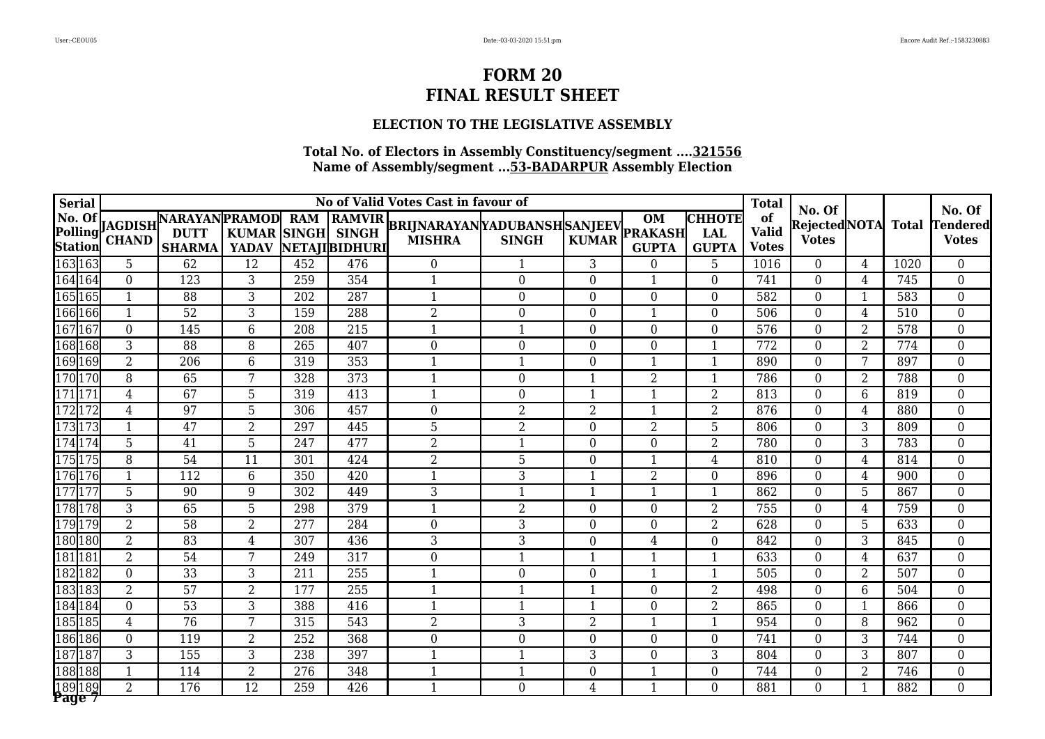# FORM 20
# FINAL RESULT SHEET

### ELECTION TO THE LEGISLATIVE ASSEMBLY

**Total No. of Electors in Assembly Constituency/segment ....321556**
**Name of Assembly/segment ...53-BADARPUR Assembly Election**

| Serial No. Of Polling Station | | No of Valid Votes Cast in favour of | | | | | | | | | | Total of Valid Votes | No. Of Rejected Votes | NOTA | Total | No. Of Tendered Votes |
|---|---|---|---|---|---|---|---|---|---|---|---|---|---|---|---|---|
| | | JAGDISH CHAND | NARAYAN DUTT SHARMA | PRAMOD KUMAR YADAV | RAM SINGH NETAJI | RAMVIR SINGH BIDHURI | BRIJNARAYAN MISHRA | YADUBANSH SINGH | SANJEEV KUMAR | OM PRAKASH GUPTA | CHHOTE LAL GUPTA | | | | | |
| 163 | 163 | 5 | 62 | 12 | 452 | 476 | 0 | 1 | 3 | 0 | 5 | 1016 | 0 | 4 | 1020 | 0 |
| 164 | 164 | 0 | 123 | 3 | 259 | 354 | 1 | 0 | 0 | 1 | 0 | 741 | 0 | 4 | 745 | 0 |
| 165 | 165 | 1 | 88 | 3 | 202 | 287 | 1 | 0 | 0 | 0 | 0 | 582 | 0 | 1 | 583 | 0 |
| 166 | 166 | 1 | 52 | 3 | 159 | 288 | 2 | 0 | 0 | 1 | 0 | 506 | 0 | 4 | 510 | 0 |
| 167 | 167 | 0 | 145 | 6 | 208 | 215 | 1 | 1 | 0 | 0 | 0 | 576 | 0 | 2 | 578 | 0 |
| 168 | 168 | 3 | 88 | 8 | 265 | 407 | 0 | 0 | 0 | 0 | 1 | 772 | 0 | 2 | 774 | 0 |
| 169 | 169 | 2 | 206 | 6 | 319 | 353 | 1 | 1 | 0 | 1 | 1 | 890 | 0 | 7 | 897 | 0 |
| 170 | 170 | 8 | 65 | 7 | 328 | 373 | 1 | 0 | 1 | 2 | 1 | 786 | 0 | 2 | 788 | 0 |
| 171 | 171 | 4 | 67 | 5 | 319 | 413 | 1 | 0 | 1 | 1 | 2 | 813 | 0 | 6 | 819 | 0 |
| 172 | 172 | 4 | 97 | 5 | 306 | 457 | 0 | 2 | 2 | 1 | 2 | 876 | 0 | 4 | 880 | 0 |
| 173 | 173 | 1 | 47 | 2 | 297 | 445 | 5 | 2 | 0 | 2 | 5 | 806 | 0 | 3 | 809 | 0 |
| 174 | 174 | 5 | 41 | 5 | 247 | 477 | 2 | 1 | 0 | 0 | 2 | 780 | 0 | 3 | 783 | 0 |
| 175 | 175 | 8 | 54 | 11 | 301 | 424 | 2 | 5 | 0 | 1 | 4 | 810 | 0 | 4 | 814 | 0 |
| 176 | 176 | 1 | 112 | 6 | 350 | 420 | 1 | 3 | 1 | 2 | 0 | 896 | 0 | 4 | 900 | 0 |
| 177 | 177 | 5 | 90 | 9 | 302 | 449 | 3 | 1 | 1 | 1 | 1 | 862 | 0 | 5 | 867 | 0 |
| 178 | 178 | 3 | 65 | 5 | 298 | 379 | 1 | 2 | 0 | 0 | 2 | 755 | 0 | 4 | 759 | 0 |
| 179 | 179 | 2 | 58 | 2 | 277 | 284 | 0 | 3 | 0 | 0 | 2 | 628 | 0 | 5 | 633 | 0 |
| 180 | 180 | 2 | 83 | 4 | 307 | 436 | 3 | 3 | 0 | 4 | 0 | 842 | 0 | 3 | 845 | 0 |
| 181 | 181 | 2 | 54 | 7 | 249 | 317 | 0 | 1 | 1 | 1 | 1 | 633 | 0 | 4 | 637 | 0 |
| 182 | 182 | 0 | 33 | 3 | 211 | 255 | 1 | 0 | 0 | 1 | 1 | 505 | 0 | 2 | 507 | 0 |
| 183 | 183 | 2 | 57 | 2 | 177 | 255 | 1 | 1 | 1 | 0 | 2 | 498 | 0 | 6 | 504 | 0 |
| 184 | 184 | 0 | 53 | 3 | 388 | 416 | 1 | 1 | 1 | 0 | 2 | 865 | 0 | 1 | 866 | 0 |
| 185 | 185 | 4 | 76 | 7 | 315 | 543 | 2 | 3 | 2 | 1 | 1 | 954 | 0 | 8 | 962 | 0 |
| 186 | 186 | 0 | 119 | 2 | 252 | 368 | 0 | 0 | 0 | 0 | 0 | 741 | 0 | 3 | 744 | 0 |
| 187 | 187 | 3 | 155 | 3 | 238 | 397 | 1 | 1 | 3 | 0 | 3 | 804 | 0 | 3 | 807 | 0 |
| 188 | 188 | 1 | 114 | 2 | 276 | 348 | 1 | 1 | 0 | 1 | 0 | 744 | 0 | 2 | 746 | 0 |
| 189 | 189 | 2 | 176 | 12 | 259 | 426 | 1 | 0 | 4 | 1 | 0 | 881 | 0 | 1 | 882 | 0 |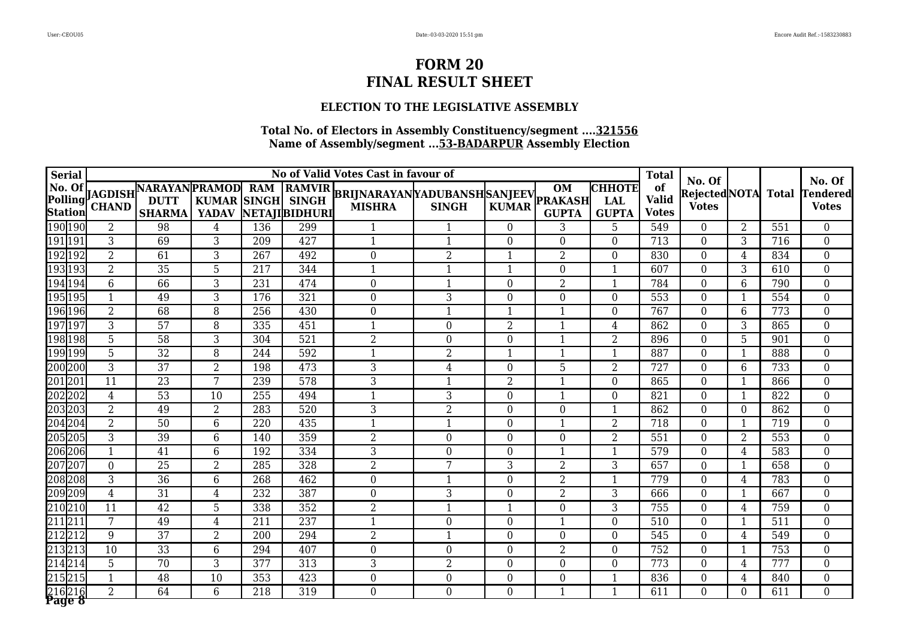# FORM 20
# FINAL RESULT SHEET

### ELECTION TO THE LEGISLATIVE ASSEMBLY

**Total No. of Electors in Assembly Constituency/segment ....321556**
**Name of Assembly/segment ...53-BADARPUR Assembly Election**

| Serial No. Of Polling Station | | No of Valid Votes Cast in favour of | | | | | | | | | | Total of Valid Votes | No. Of Rejected Votes | NOTA | Total | No. Of Tendered Votes |
|---|---|---|---|---|---|---|---|---|---|---|---|---|---|---|---|---|
| | | JAGDISH CHAND | NARAYAN DUTT SHARMA | PRAMOD KUMAR YADAV | RAM SINGH NETAJI | RAMVIR SINGH BIDHURI | BRIJNARAYAN MISHRA | YADUBANSH SINGH | SANJEEV KUMAR | OM PRAKASH GUPTA | CHHOTE LAL GUPTA | | | | | |
| 190 | 190 | 2 | 98 | 4 | 136 | 299 | 1 | 1 | 0 | 3 | 5 | 549 | 0 | 2 | 551 | 0 |
| 191 | 191 | 3 | 69 | 3 | 209 | 427 | 1 | 1 | 0 | 0 | 0 | 713 | 0 | 3 | 716 | 0 |
| 192 | 192 | 2 | 61 | 3 | 267 | 492 | 0 | 2 | 1 | 2 | 0 | 830 | 0 | 4 | 834 | 0 |
| 193 | 193 | 2 | 35 | 5 | 217 | 344 | 1 | 1 | 1 | 0 | 1 | 607 | 0 | 3 | 610 | 0 |
| 194 | 194 | 6 | 66 | 3 | 231 | 474 | 0 | 1 | 0 | 2 | 1 | 784 | 0 | 6 | 790 | 0 |
| 195 | 195 | 1 | 49 | 3 | 176 | 321 | 0 | 3 | 0 | 0 | 0 | 553 | 0 | 1 | 554 | 0 |
| 196 | 196 | 2 | 68 | 8 | 256 | 430 | 0 | 1 | 1 | 1 | 0 | 767 | 0 | 6 | 773 | 0 |
| 197 | 197 | 3 | 57 | 8 | 335 | 451 | 1 | 0 | 2 | 1 | 4 | 862 | 0 | 3 | 865 | 0 |
| 198 | 198 | 5 | 58 | 3 | 304 | 521 | 2 | 0 | 0 | 1 | 2 | 896 | 0 | 5 | 901 | 0 |
| 199 | 199 | 5 | 32 | 8 | 244 | 592 | 1 | 2 | 1 | 1 | 1 | 887 | 0 | 1 | 888 | 0 |
| 200 | 200 | 3 | 37 | 2 | 198 | 473 | 3 | 4 | 0 | 5 | 2 | 727 | 0 | 6 | 733 | 0 |
| 201 | 201 | 11 | 23 | 7 | 239 | 578 | 3 | 1 | 2 | 1 | 0 | 865 | 0 | 1 | 866 | 0 |
| 202 | 202 | 4 | 53 | 10 | 255 | 494 | 1 | 3 | 0 | 1 | 0 | 821 | 0 | 1 | 822 | 0 |
| 203 | 203 | 2 | 49 | 2 | 283 | 520 | 3 | 2 | 0 | 0 | 1 | 862 | 0 | 0 | 862 | 0 |
| 204 | 204 | 2 | 50 | 6 | 220 | 435 | 1 | 1 | 0 | 1 | 2 | 718 | 0 | 1 | 719 | 0 |
| 205 | 205 | 3 | 39 | 6 | 140 | 359 | 2 | 0 | 0 | 0 | 2 | 551 | 0 | 2 | 553 | 0 |
| 206 | 206 | 1 | 41 | 6 | 192 | 334 | 3 | 0 | 0 | 1 | 1 | 579 | 0 | 4 | 583 | 0 |
| 207 | 207 | 0 | 25 | 2 | 285 | 328 | 2 | 7 | 3 | 2 | 3 | 657 | 0 | 1 | 658 | 0 |
| 208 | 208 | 3 | 36 | 6 | 268 | 462 | 0 | 1 | 0 | 2 | 1 | 779 | 0 | 4 | 783 | 0 |
| 209 | 209 | 4 | 31 | 4 | 232 | 387 | 0 | 3 | 0 | 2 | 3 | 666 | 0 | 1 | 667 | 0 |
| 210 | 210 | 11 | 42 | 5 | 338 | 352 | 2 | 1 | 1 | 0 | 3 | 755 | 0 | 4 | 759 | 0 |
| 211 | 211 | 7 | 49 | 4 | 211 | 237 | 1 | 0 | 0 | 1 | 0 | 510 | 0 | 1 | 511 | 0 |
| 212 | 212 | 9 | 37 | 2 | 200 | 294 | 2 | 1 | 0 | 0 | 0 | 545 | 0 | 4 | 549 | 0 |
| 213 | 213 | 10 | 33 | 6 | 294 | 407 | 0 | 0 | 0 | 2 | 0 | 752 | 0 | 1 | 753 | 0 |
| 214 | 214 | 5 | 70 | 3 | 377 | 313 | 3 | 2 | 0 | 0 | 0 | 773 | 0 | 4 | 777 | 0 |
| 215 | 215 | 1 | 48 | 10 | 353 | 423 | 0 | 0 | 0 | 0 | 1 | 836 | 0 | 4 | 840 | 0 |
| 216 | 216 | 2 | 64 | 6 | 218 | 319 | 0 | 0 | 0 | 1 | 1 | 611 | 0 | 0 | 611 | 0 |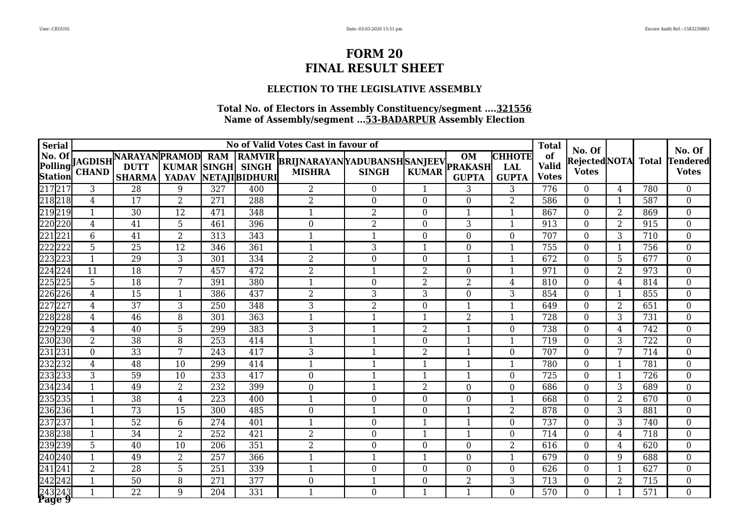# FORM 20
# FINAL RESULT SHEET

### ELECTION TO THE LEGISLATIVE ASSEMBLY

**Total No. of Electors in Assembly Constituency/segment ....321556**
**Name of Assembly/segment ...53-BADARPUR Assembly Election**

| Serial No. Of Polling Station | | No of Valid Votes Cast in favour of | | | | | | | | | | Total of Valid Votes | No. Of Rejected Votes | NOTA | Total | No. Of Tendered Votes |
|---|---|---|---|---|---|---|---|---|---|---|---|---|---|---|---|---|
| | | JAGDISH CHAND | NARAYAN DUTT SHARMA | PRAMOD KUMAR YADAV | RAM SINGH NETAJI | RAMVIR SINGH BIDHURI | BRIJNARAYAN MISHRA | YADUBANSH SINGH | SANJEEV KUMAR | OM PRAKASH GUPTA | CHHOTE LAL GUPTA | | | | | |
| 217 | 217 | 3 | 28 | 9 | 327 | 400 | 2 | 0 | 1 | 3 | 3 | 776 | 0 | 4 | 780 | 0 |
| 218 | 218 | 4 | 17 | 2 | 271 | 288 | 2 | 0 | 0 | 0 | 2 | 586 | 0 | 1 | 587 | 0 |
| 219 | 219 | 1 | 30 | 12 | 471 | 348 | 1 | 2 | 0 | 1 | 1 | 867 | 0 | 2 | 869 | 0 |
| 220 | 220 | 4 | 41 | 5 | 461 | 396 | 0 | 2 | 0 | 3 | 1 | 913 | 0 | 2 | 915 | 0 |
| 221 | 221 | 6 | 41 | 2 | 313 | 343 | 1 | 1 | 0 | 0 | 0 | 707 | 0 | 3 | 710 | 0 |
| 222 | 222 | 5 | 25 | 12 | 346 | 361 | 1 | 3 | 1 | 0 | 1 | 755 | 0 | 1 | 756 | 0 |
| 223 | 223 | 1 | 29 | 3 | 301 | 334 | 2 | 0 | 0 | 1 | 1 | 672 | 0 | 5 | 677 | 0 |
| 224 | 224 | 11 | 18 | 7 | 457 | 472 | 2 | 1 | 2 | 0 | 1 | 971 | 0 | 2 | 973 | 0 |
| 225 | 225 | 5 | 18 | 7 | 391 | 380 | 1 | 0 | 2 | 2 | 4 | 810 | 0 | 4 | 814 | 0 |
| 226 | 226 | 4 | 15 | 1 | 386 | 437 | 2 | 3 | 3 | 0 | 3 | 854 | 0 | 1 | 855 | 0 |
| 227 | 227 | 4 | 37 | 3 | 250 | 348 | 3 | 2 | 0 | 1 | 1 | 649 | 0 | 2 | 651 | 0 |
| 228 | 228 | 4 | 46 | 8 | 301 | 363 | 1 | 1 | 1 | 2 | 1 | 728 | 0 | 3 | 731 | 0 |
| 229 | 229 | 4 | 40 | 5 | 299 | 383 | 3 | 1 | 2 | 1 | 0 | 738 | 0 | 4 | 742 | 0 |
| 230 | 230 | 2 | 38 | 8 | 253 | 414 | 1 | 1 | 0 | 1 | 1 | 719 | 0 | 3 | 722 | 0 |
| 231 | 231 | 0 | 33 | 7 | 243 | 417 | 3 | 1 | 2 | 1 | 0 | 707 | 0 | 7 | 714 | 0 |
| 232 | 232 | 4 | 48 | 10 | 299 | 414 | 1 | 1 | 1 | 1 | 1 | 780 | 0 | 1 | 781 | 0 |
| 233 | 233 | 3 | 59 | 10 | 233 | 417 | 0 | 1 | 1 | 1 | 0 | 725 | 0 | 1 | 726 | 0 |
| 234 | 234 | 1 | 49 | 2 | 232 | 399 | 0 | 1 | 2 | 0 | 0 | 686 | 0 | 3 | 689 | 0 |
| 235 | 235 | 1 | 38 | 4 | 223 | 400 | 1 | 0 | 0 | 0 | 1 | 668 | 0 | 2 | 670 | 0 |
| 236 | 236 | 1 | 73 | 15 | 300 | 485 | 0 | 1 | 0 | 1 | 2 | 878 | 0 | 3 | 881 | 0 |
| 237 | 237 | 1 | 52 | 6 | 274 | 401 | 1 | 0 | 1 | 1 | 0 | 737 | 0 | 3 | 740 | 0 |
| 238 | 238 | 1 | 34 | 2 | 252 | 421 | 2 | 0 | 1 | 1 | 0 | 714 | 0 | 4 | 718 | 0 |
| 239 | 239 | 5 | 40 | 10 | 206 | 351 | 2 | 0 | 0 | 0 | 2 | 616 | 0 | 4 | 620 | 0 |
| 240 | 240 | 1 | 49 | 2 | 257 | 366 | 1 | 1 | 1 | 0 | 1 | 679 | 0 | 9 | 688 | 0 |
| 241 | 241 | 2 | 28 | 5 | 251 | 339 | 1 | 0 | 0 | 0 | 0 | 626 | 0 | 1 | 627 | 0 |
| 242 | 242 | 1 | 50 | 8 | 271 | 377 | 0 | 1 | 0 | 2 | 3 | 713 | 0 | 2 | 715 | 0 |
| 243 | 243 | 1 | 22 | 9 | 204 | 331 | 1 | 0 | 1 | 1 | 0 | 570 | 0 | 1 | 571 | 0 |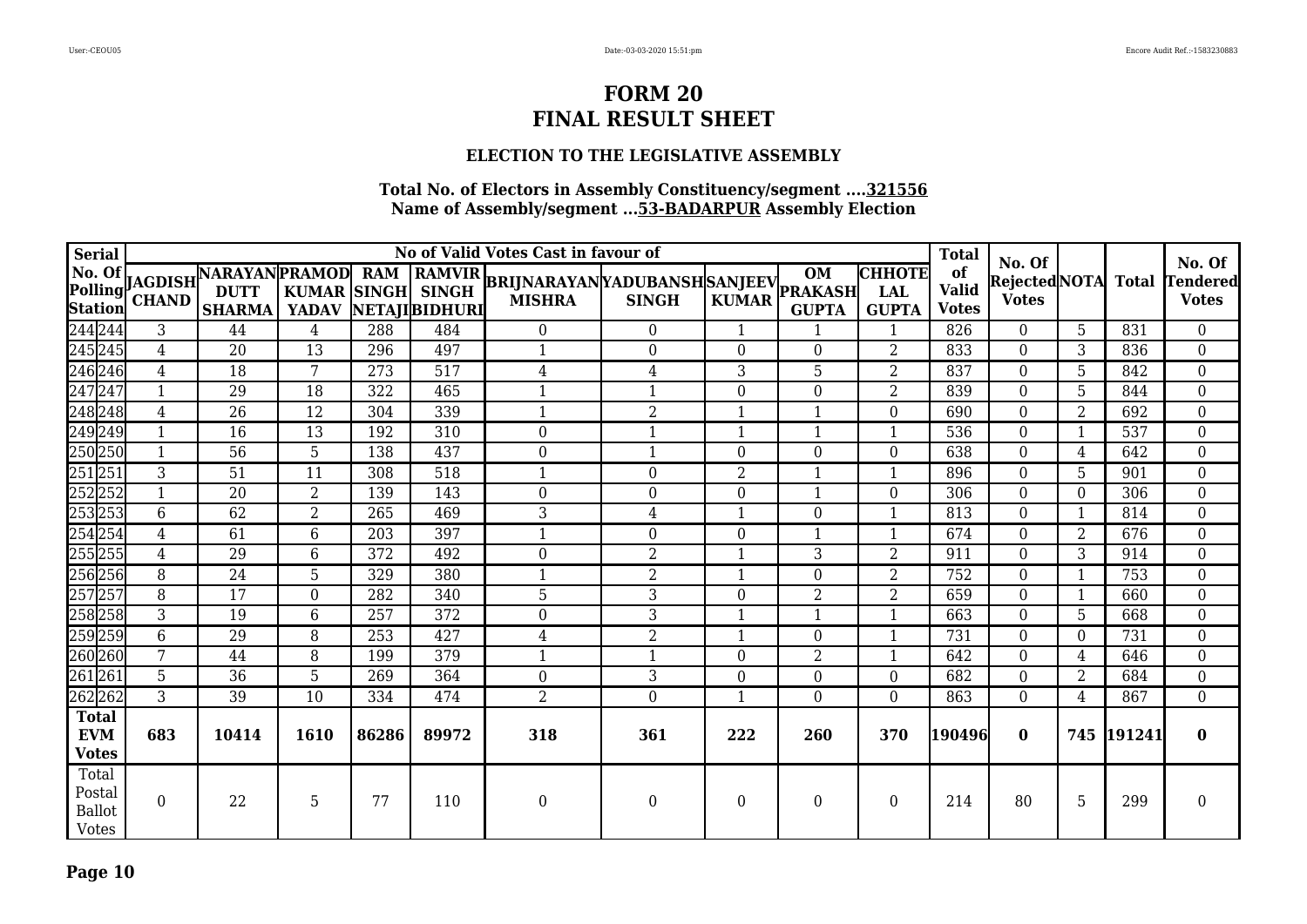# FORM 20
# FINAL RESULT SHEET

### ELECTION TO THE LEGISLATIVE ASSEMBLY

**Total No. of Electors in Assembly Constituency/segment ....321556**
**Name of Assembly/segment ...53-BADARPUR Assembly Election**

| Serial No. Of Polling Station | | JAGDISH CHAND | NARAYAN DUTT SHARMA | PRAMOD KUMAR YADAV | RAM SINGH NETAJI | RAMVIR SINGH BIDHURI | BRIJNARAYAN MISHRA | YADUBANSH SINGH | SANJEEV KUMAR | OM PRAKASH GUPTA | CHHOTE LAL GUPTA | Total of Valid Votes | No. Of Rejected Votes | NOTA | Total | No. Of Tendered Votes |
|---|---|---|---|---|---|---|---|---|---|---|---|---|---|---|---|---|
| 244 | 244 | 3 | 44 | 4 | 288 | 484 | 0 | 0 | 1 | 1 | 1 | 826 | 0 | 5 | 831 | 0 |
| 245 | 245 | 4 | 20 | 13 | 296 | 497 | 1 | 0 | 0 | 0 | 2 | 833 | 0 | 3 | 836 | 0 |
| 246 | 246 | 4 | 18 | 7 | 273 | 517 | 4 | 4 | 3 | 5 | 2 | 837 | 0 | 5 | 842 | 0 |
| 247 | 247 | 1 | 29 | 18 | 322 | 465 | 1 | 1 | 0 | 0 | 2 | 839 | 0 | 5 | 844 | 0 |
| 248 | 248 | 4 | 26 | 12 | 304 | 339 | 1 | 2 | 1 | 1 | 0 | 690 | 0 | 2 | 692 | 0 |
| 249 | 249 | 1 | 16 | 13 | 192 | 310 | 0 | 1 | 1 | 1 | 1 | 536 | 0 | 1 | 537 | 0 |
| 250 | 250 | 1 | 56 | 5 | 138 | 437 | 0 | 1 | 0 | 0 | 0 | 638 | 0 | 4 | 642 | 0 |
| 251 | 251 | 3 | 51 | 11 | 308 | 518 | 1 | 0 | 2 | 1 | 1 | 896 | 0 | 5 | 901 | 0 |
| 252 | 252 | 1 | 20 | 2 | 139 | 143 | 0 | 0 | 0 | 1 | 0 | 306 | 0 | 0 | 306 | 0 |
| 253 | 253 | 6 | 62 | 2 | 265 | 469 | 3 | 4 | 1 | 0 | 1 | 813 | 0 | 1 | 814 | 0 |
| 254 | 254 | 4 | 61 | 6 | 203 | 397 | 1 | 0 | 0 | 1 | 1 | 674 | 0 | 2 | 676 | 0 |
| 255 | 255 | 4 | 29 | 6 | 372 | 492 | 0 | 2 | 1 | 3 | 2 | 911 | 0 | 3 | 914 | 0 |
| 256 | 256 | 8 | 24 | 5 | 329 | 380 | 1 | 2 | 1 | 0 | 2 | 752 | 0 | 1 | 753 | 0 |
| 257 | 257 | 8 | 17 | 0 | 282 | 340 | 5 | 3 | 0 | 2 | 2 | 659 | 0 | 1 | 660 | 0 |
| 258 | 258 | 3 | 19 | 6 | 257 | 372 | 0 | 3 | 1 | 1 | 1 | 663 | 0 | 5 | 668 | 0 |
| 259 | 259 | 6 | 29 | 8 | 253 | 427 | 4 | 2 | 1 | 0 | 1 | 731 | 0 | 0 | 731 | 0 |
| 260 | 260 | 7 | 44 | 8 | 199 | 379 | 1 | 1 | 0 | 2 | 1 | 642 | 0 | 4 | 646 | 0 |
| 261 | 261 | 5 | 36 | 5 | 269 | 364 | 0 | 3 | 0 | 0 | 0 | 682 | 0 | 2 | 684 | 0 |
| 262 | 262 | 3 | 39 | 10 | 334 | 474 | 2 | 0 | 1 | 0 | 0 | 863 | 0 | 4 | 867 | 0 |
| **Total EVM Votes** | | **683** | **10414** | **1610** | **86286** | **89972** | **318** | **361** | **222** | **260** | **370** | **190496** | **0** | **745** | **191241** | **0** |
| Total Postal Ballot Votes | | 0 | 22 | 5 | 77 | 110 | 0 | 0 | 0 | 0 | 0 | 214 | 80 | 5 | 299 | 0 |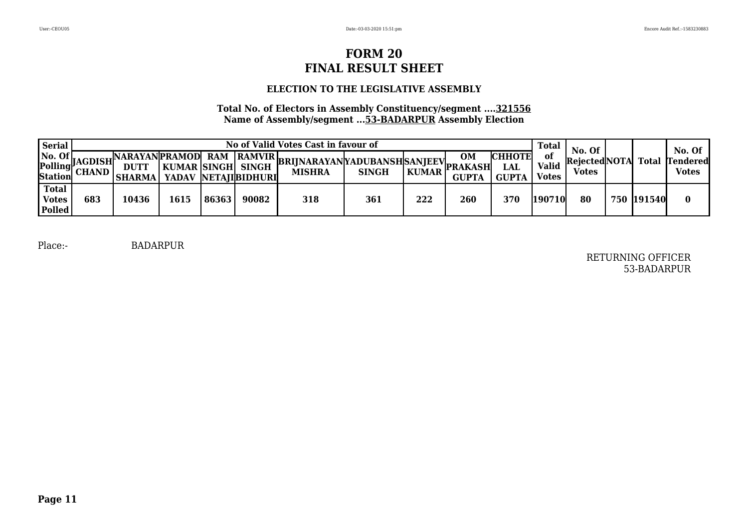# FORM 20
# FINAL RESULT SHEET

### ELECTION TO THE LEGISLATIVE ASSEMBLY

**Total No. of Electors in Assembly Constituency/segment ....321556**
**Name of Assembly/segment ...53-BADARPUR Assembly Election**

| Serial No. Of Polling Station | No of Valid Votes Cast in favour of | | | | | | | | | | Total of Valid Votes | No. Of Rejected Votes | NOTA | Total | No. Of Tendered Votes |
|---|---|---|---|---|---|---|---|---|---|---|---|---|---|---|---|
| | JAGDISH CHAND | NARAYAN DUTT SHARMA | PRAMOD KUMAR YADAV | RAM SINGH NETAJI | RAMVIR SINGH BIDHURI | BRIJNARAYAN MISHRA | YADUBANSH SINGH | SANJEEV KUMAR | OM PRAKASH GUPTA | CHHOTE LAL GUPTA | | | | | |
| Total Votes Polled | 683 | 10436 | 1615 | 86363 | 90082 | 318 | 361 | 222 | 260 | 370 | 190710 | 80 | 750 | 191540 | 0 |

Place:- BADARPUR

RETURNING OFFICER
53-BADARPUR